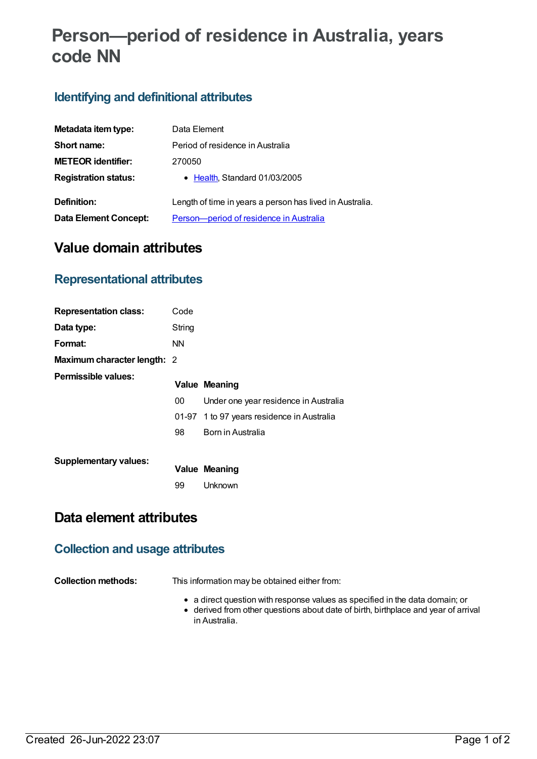# Person—period of residence in Australia, years code NN

## Identifying and definitional attributes

| | |
|---|---|
| **Metadata item type:** | Data Element |
| **Short name:** | Period of residence in Australia |
| **METEOR identifier:** | 270050 |
| **Registration status:** | • Health, Standard 01/03/2005 |
| **Definition:** | Length of time in years a person has lived in Australia. |
| **Data Element Concept:** | Person—period of residence in Australia |

# Value domain attributes

## Representational attributes

| | |
|---|---|
| **Representation class:** | Code |
| **Data type:** | String |
| **Format:** | NN |
| **Maximum character length:** | 2 |

**Permissible values:**

| Value | Meaning |
|---|---|
| 00 | Under one year residence in Australia |
| 01-97 | 1 to 97 years residence in Australia |
| 98 | Born in Australia |

**Supplementary values:**

| Value | Meaning |
|---|---|
| 99 | Unknown |

# Data element attributes

## Collection and usage attributes

**Collection methods:** This information may be obtained either from:

- a direct question with response values as specified in the data domain; or
- derived from other questions about date of birth, birthplace and year of arrival in Australia.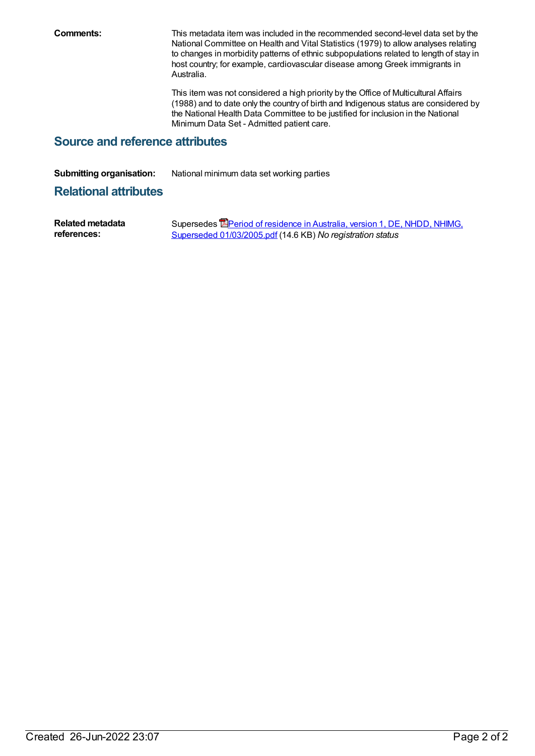**Comments:** This metadata item was included in the recommended second-level data set by the National Committee on Health and Vital Statistics (1979) to allow analyses relating to changes in morbidity patterns of ethnic subpopulations related to length of stay in host country; for example, cardiovascular disease among Greek immigrants in Australia.

This item was not considered a high priority by the Office of Multicultural Affairs (1988) and to date only the country of birth and Indigenous status are considered by the National Health Data Committee to be justified for inclusion in the National Minimum Data Set - Admitted patient care.

## Source and reference attributes

**Submitting organisation:** National minimum data set working parties

## Relational attributes

**Related metadata references:** Supersedes Period of residence in Australia, version 1, DE, NHDD, NHIMG, Superseded 01/03/2005.pdf (14.6 KB) *No registration status*